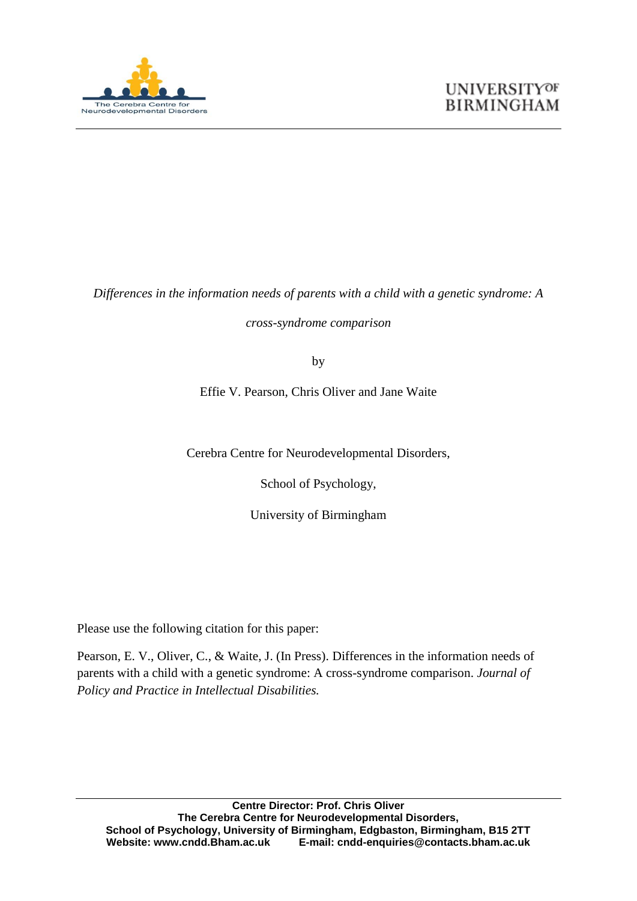The Cerebra Centre for Neurodevelopmental Disorders

UNIVERSITY OF BIRMINGHAM

*Differences in the information needs of parents with a child with a genetic syndrome: A cross-syndrome comparison*

by

Effie V. Pearson, Chris Oliver and Jane Waite

Cerebra Centre for Neurodevelopmental Disorders,

School of Psychology,

University of Birmingham

Please use the following citation for this paper:

Pearson, E. V., Oliver, C., & Waite, J. (In Press). Differences in the information needs of parents with a child with a genetic syndrome: A cross-syndrome comparison. *Journal of Policy and Practice in Intellectual Disabilities.*

**Centre Director: Prof. Chris Oliver**
**The Cerebra Centre for Neurodevelopmental Disorders,**
**School of Psychology, University of Birmingham, Edgbaston, Birmingham, B15 2TT**
**Website: www.cndd.Bham.ac.uk E-mail: cndd-enquiries@contacts.bham.ac.uk**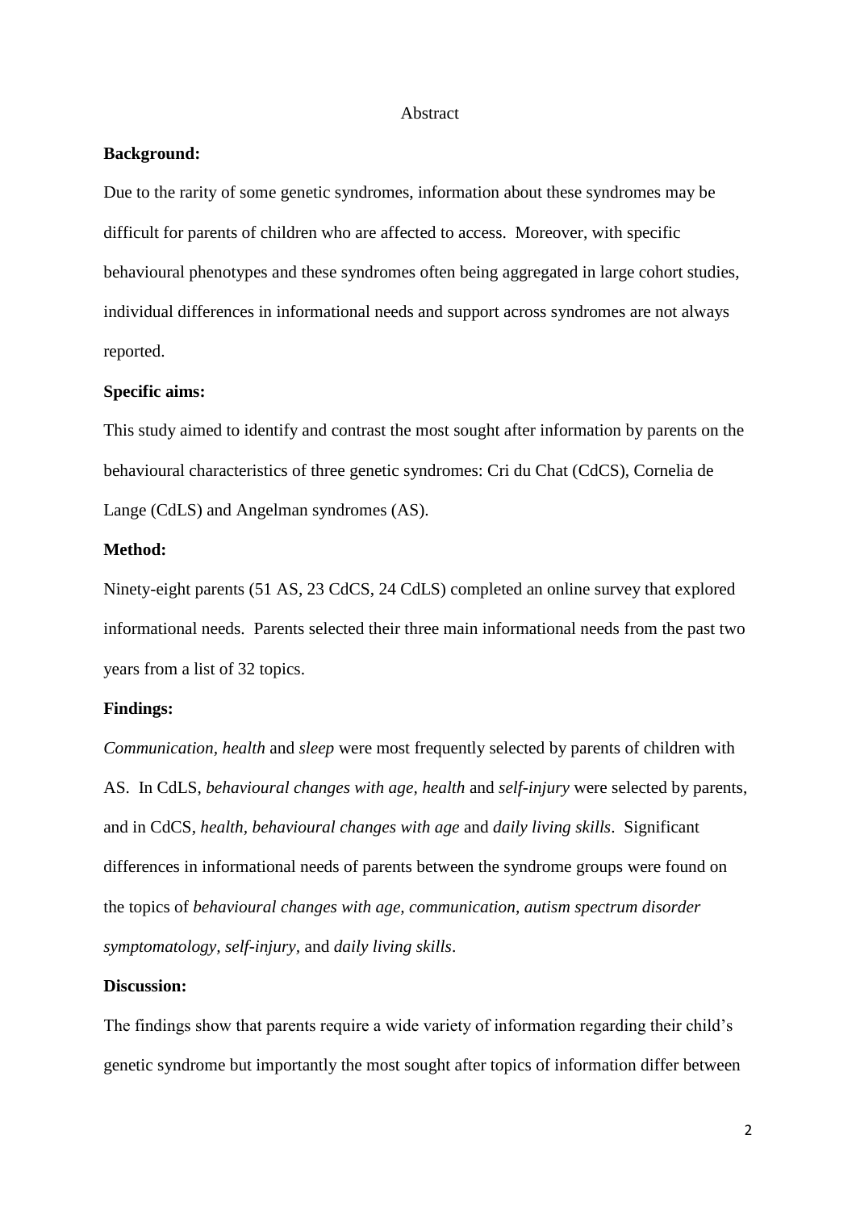# Abstract

**Background:**

Due to the rarity of some genetic syndromes, information about these syndromes may be difficult for parents of children who are affected to access. Moreover, with specific behavioural phenotypes and these syndromes often being aggregated in large cohort studies, individual differences in informational needs and support across syndromes are not always reported.

**Specific aims:**

This study aimed to identify and contrast the most sought after information by parents on the behavioural characteristics of three genetic syndromes: Cri du Chat (CdCS), Cornelia de Lange (CdLS) and Angelman syndromes (AS).

**Method:**

Ninety-eight parents (51 AS, 23 CdCS, 24 CdLS) completed an online survey that explored informational needs. Parents selected their three main informational needs from the past two years from a list of 32 topics.

**Findings:**

*Communication, health* and *sleep* were most frequently selected by parents of children with AS. In CdLS, *behavioural changes with age, health* and *self-injury* were selected by parents, and in CdCS, *health, behavioural changes with age* and *daily living skills*. Significant differences in informational needs of parents between the syndrome groups were found on the topics of *behavioural changes with age, communication, autism spectrum disorder symptomatology, self-injury*, and *daily living skills*.

**Discussion:**

The findings show that parents require a wide variety of information regarding their child's genetic syndrome but importantly the most sought after topics of information differ between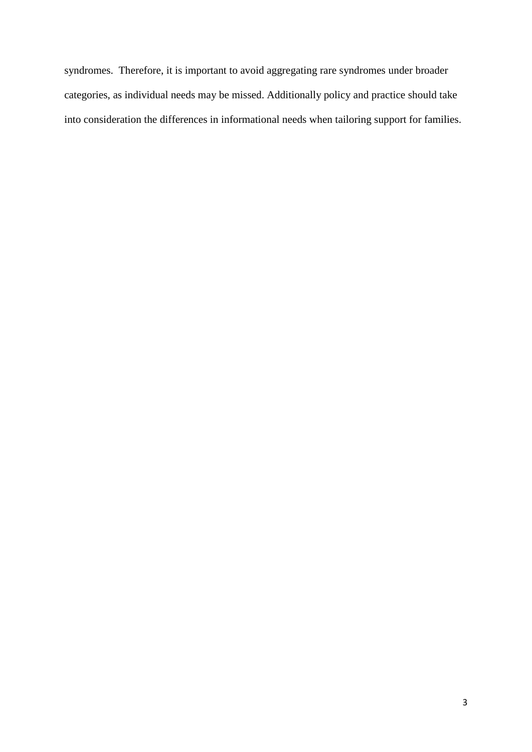syndromes. Therefore, it is important to avoid aggregating rare syndromes under broader categories, as individual needs may be missed. Additionally policy and practice should take into consideration the differences in informational needs when tailoring support for families.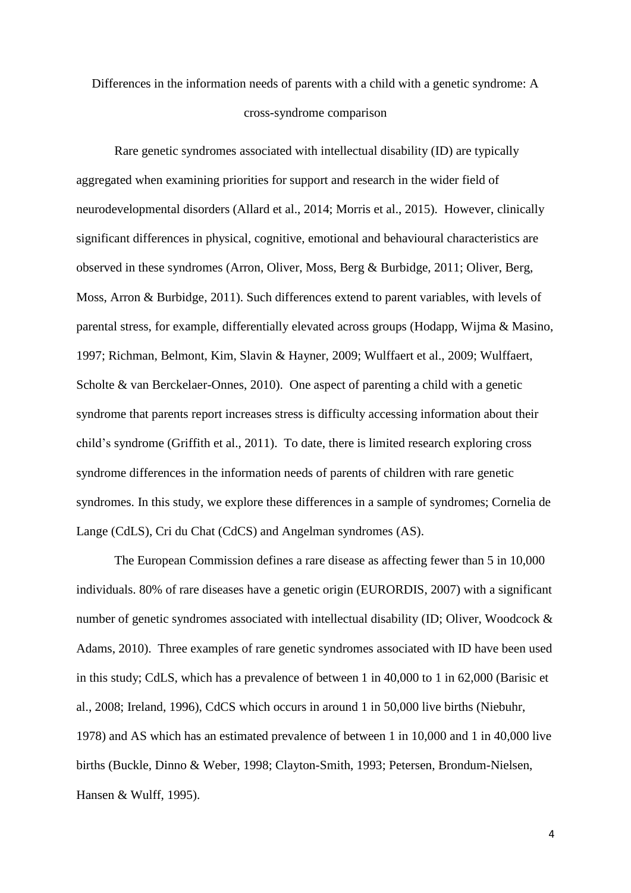# Differences in the information needs of parents with a child with a genetic syndrome: A cross-syndrome comparison

Rare genetic syndromes associated with intellectual disability (ID) are typically aggregated when examining priorities for support and research in the wider field of neurodevelopmental disorders (Allard et al., 2014; Morris et al., 2015). However, clinically significant differences in physical, cognitive, emotional and behavioural characteristics are observed in these syndromes (Arron, Oliver, Moss, Berg & Burbidge, 2011; Oliver, Berg, Moss, Arron & Burbidge, 2011). Such differences extend to parent variables, with levels of parental stress, for example, differentially elevated across groups (Hodapp, Wijma & Masino, 1997; Richman, Belmont, Kim, Slavin & Hayner, 2009; Wulffaert et al., 2009; Wulffaert, Scholte & van Berckelaer-Onnes, 2010). One aspect of parenting a child with a genetic syndrome that parents report increases stress is difficulty accessing information about their child's syndrome (Griffith et al., 2011). To date, there is limited research exploring cross syndrome differences in the information needs of parents of children with rare genetic syndromes. In this study, we explore these differences in a sample of syndromes; Cornelia de Lange (CdLS), Cri du Chat (CdCS) and Angelman syndromes (AS).

The European Commission defines a rare disease as affecting fewer than 5 in 10,000 individuals. 80% of rare diseases have a genetic origin (EURORDIS, 2007) with a significant number of genetic syndromes associated with intellectual disability (ID; Oliver, Woodcock & Adams, 2010). Three examples of rare genetic syndromes associated with ID have been used in this study; CdLS, which has a prevalence of between 1 in 40,000 to 1 in 62,000 (Barisic et al., 2008; Ireland, 1996), CdCS which occurs in around 1 in 50,000 live births (Niebuhr, 1978) and AS which has an estimated prevalence of between 1 in 10,000 and 1 in 40,000 live births (Buckle, Dinno & Weber, 1998; Clayton-Smith, 1993; Petersen, Brondum-Nielsen, Hansen & Wulff, 1995).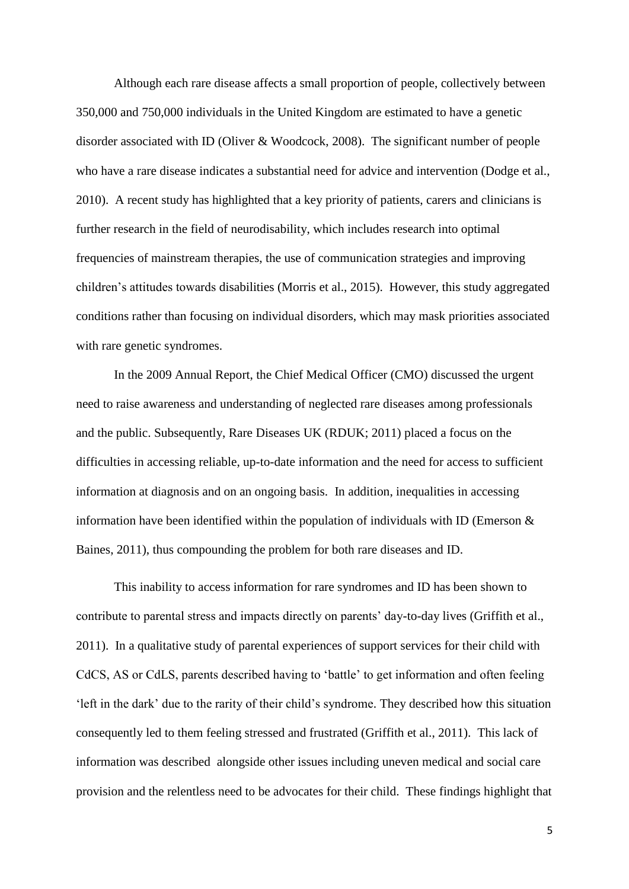Although each rare disease affects a small proportion of people, collectively between 350,000 and 750,000 individuals in the United Kingdom are estimated to have a genetic disorder associated with ID (Oliver & Woodcock, 2008). The significant number of people who have a rare disease indicates a substantial need for advice and intervention (Dodge et al., 2010). A recent study has highlighted that a key priority of patients, carers and clinicians is further research in the field of neurodisability, which includes research into optimal frequencies of mainstream therapies, the use of communication strategies and improving children's attitudes towards disabilities (Morris et al., 2015). However, this study aggregated conditions rather than focusing on individual disorders, which may mask priorities associated with rare genetic syndromes.

In the 2009 Annual Report, the Chief Medical Officer (CMO) discussed the urgent need to raise awareness and understanding of neglected rare diseases among professionals and the public. Subsequently, Rare Diseases UK (RDUK; 2011) placed a focus on the difficulties in accessing reliable, up-to-date information and the need for access to sufficient information at diagnosis and on an ongoing basis. In addition, inequalities in accessing information have been identified within the population of individuals with ID (Emerson & Baines, 2011), thus compounding the problem for both rare diseases and ID.

This inability to access information for rare syndromes and ID has been shown to contribute to parental stress and impacts directly on parents' day-to-day lives (Griffith et al., 2011). In a qualitative study of parental experiences of support services for their child with CdCS, AS or CdLS, parents described having to 'battle' to get information and often feeling 'left in the dark' due to the rarity of their child's syndrome. They described how this situation consequently led to them feeling stressed and frustrated (Griffith et al., 2011). This lack of information was described alongside other issues including uneven medical and social care provision and the relentless need to be advocates for their child. These findings highlight that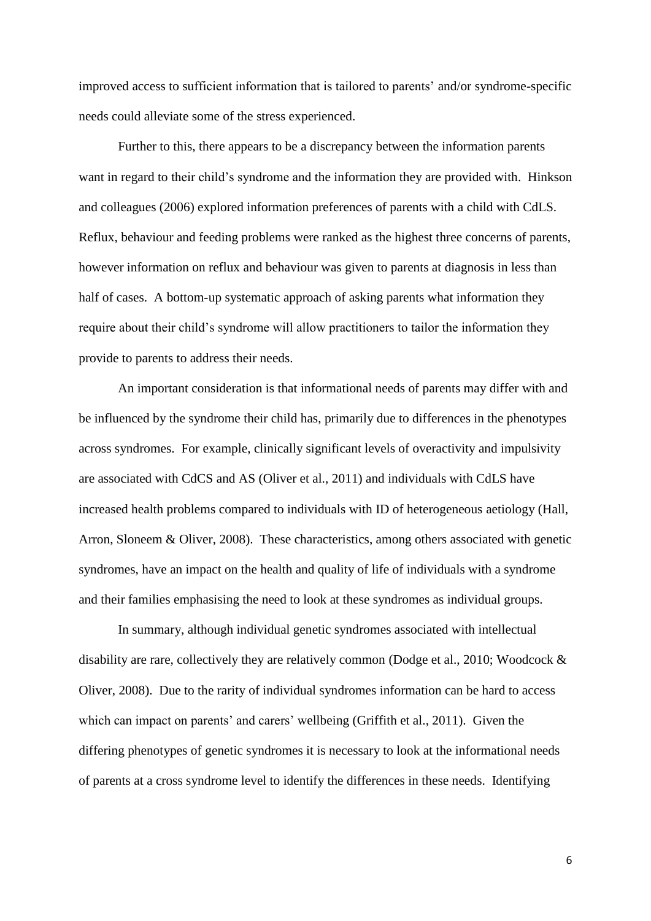improved access to sufficient information that is tailored to parents' and/or syndrome-specific needs could alleviate some of the stress experienced.

Further to this, there appears to be a discrepancy between the information parents want in regard to their child's syndrome and the information they are provided with. Hinkson and colleagues (2006) explored information preferences of parents with a child with CdLS. Reflux, behaviour and feeding problems were ranked as the highest three concerns of parents, however information on reflux and behaviour was given to parents at diagnosis in less than half of cases. A bottom-up systematic approach of asking parents what information they require about their child's syndrome will allow practitioners to tailor the information they provide to parents to address their needs.

An important consideration is that informational needs of parents may differ with and be influenced by the syndrome their child has, primarily due to differences in the phenotypes across syndromes. For example, clinically significant levels of overactivity and impulsivity are associated with CdCS and AS (Oliver et al., 2011) and individuals with CdLS have increased health problems compared to individuals with ID of heterogeneous aetiology (Hall, Arron, Sloneem & Oliver, 2008). These characteristics, among others associated with genetic syndromes, have an impact on the health and quality of life of individuals with a syndrome and their families emphasising the need to look at these syndromes as individual groups.

In summary, although individual genetic syndromes associated with intellectual disability are rare, collectively they are relatively common (Dodge et al., 2010; Woodcock & Oliver, 2008). Due to the rarity of individual syndromes information can be hard to access which can impact on parents' and carers' wellbeing (Griffith et al., 2011). Given the differing phenotypes of genetic syndromes it is necessary to look at the informational needs of parents at a cross syndrome level to identify the differences in these needs. Identifying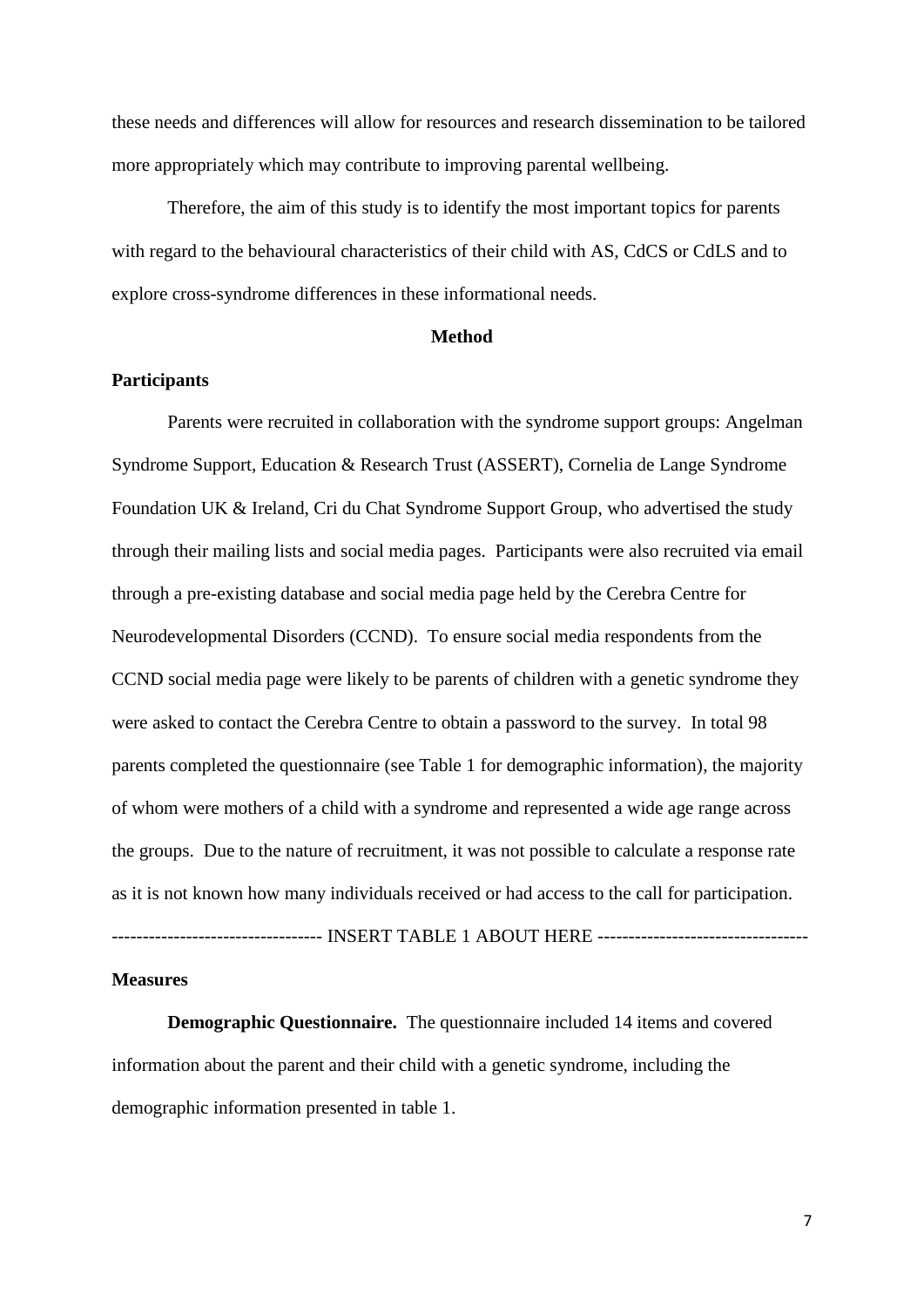these needs and differences will allow for resources and research dissemination to be tailored more appropriately which may contribute to improving parental wellbeing.

Therefore, the aim of this study is to identify the most important topics for parents with regard to the behavioural characteristics of their child with AS, CdCS or CdLS and to explore cross-syndrome differences in these informational needs.

## Method

### Participants

Parents were recruited in collaboration with the syndrome support groups: Angelman Syndrome Support, Education & Research Trust (ASSERT), Cornelia de Lange Syndrome Foundation UK & Ireland, Cri du Chat Syndrome Support Group, who advertised the study through their mailing lists and social media pages. Participants were also recruited via email through a pre-existing database and social media page held by the Cerebra Centre for Neurodevelopmental Disorders (CCND). To ensure social media respondents from the CCND social media page were likely to be parents of children with a genetic syndrome they were asked to contact the Cerebra Centre to obtain a password to the survey. In total 98 parents completed the questionnaire (see Table 1 for demographic information), the majority of whom were mothers of a child with a syndrome and represented a wide age range across the groups. Due to the nature of recruitment, it was not possible to calculate a response rate as it is not known how many individuals received or had access to the call for participation.

--------------------------------- INSERT TABLE 1 ABOUT HERE ---------------------------------

### Measures

**Demographic Questionnaire.** The questionnaire included 14 items and covered information about the parent and their child with a genetic syndrome, including the demographic information presented in table 1.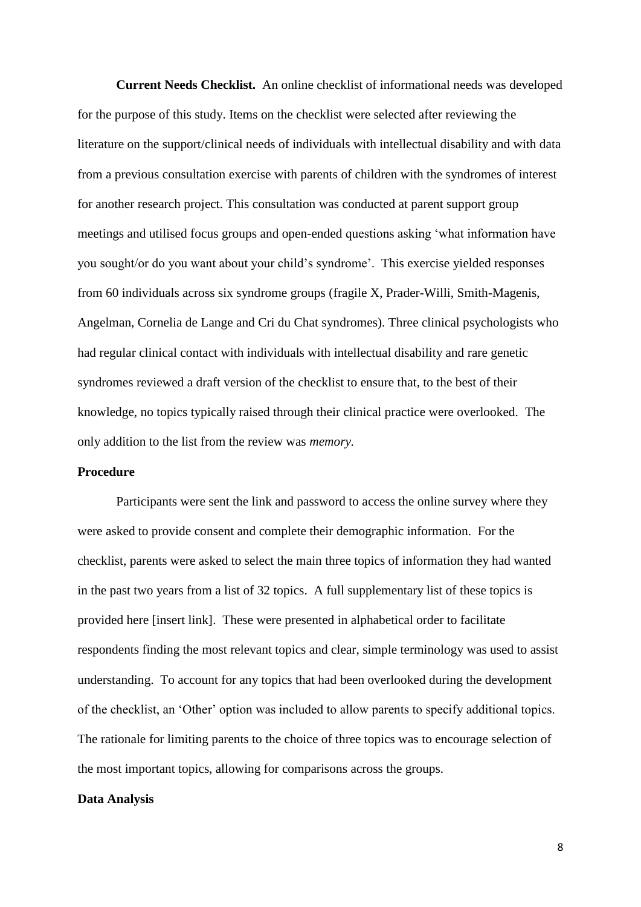**Current Needs Checklist.** An online checklist of informational needs was developed for the purpose of this study. Items on the checklist were selected after reviewing the literature on the support/clinical needs of individuals with intellectual disability and with data from a previous consultation exercise with parents of children with the syndromes of interest for another research project. This consultation was conducted at parent support group meetings and utilised focus groups and open-ended questions asking 'what information have you sought/or do you want about your child's syndrome'. This exercise yielded responses from 60 individuals across six syndrome groups (fragile X, Prader-Willi, Smith-Magenis, Angelman, Cornelia de Lange and Cri du Chat syndromes). Three clinical psychologists who had regular clinical contact with individuals with intellectual disability and rare genetic syndromes reviewed a draft version of the checklist to ensure that, to the best of their knowledge, no topics typically raised through their clinical practice were overlooked. The only addition to the list from the review was *memory.*

## Procedure

Participants were sent the link and password to access the online survey where they were asked to provide consent and complete their demographic information. For the checklist, parents were asked to select the main three topics of information they had wanted in the past two years from a list of 32 topics. A full supplementary list of these topics is provided here [insert link]. These were presented in alphabetical order to facilitate respondents finding the most relevant topics and clear, simple terminology was used to assist understanding. To account for any topics that had been overlooked during the development of the checklist, an 'Other' option was included to allow parents to specify additional topics. The rationale for limiting parents to the choice of three topics was to encourage selection of the most important topics, allowing for comparisons across the groups.

## Data Analysis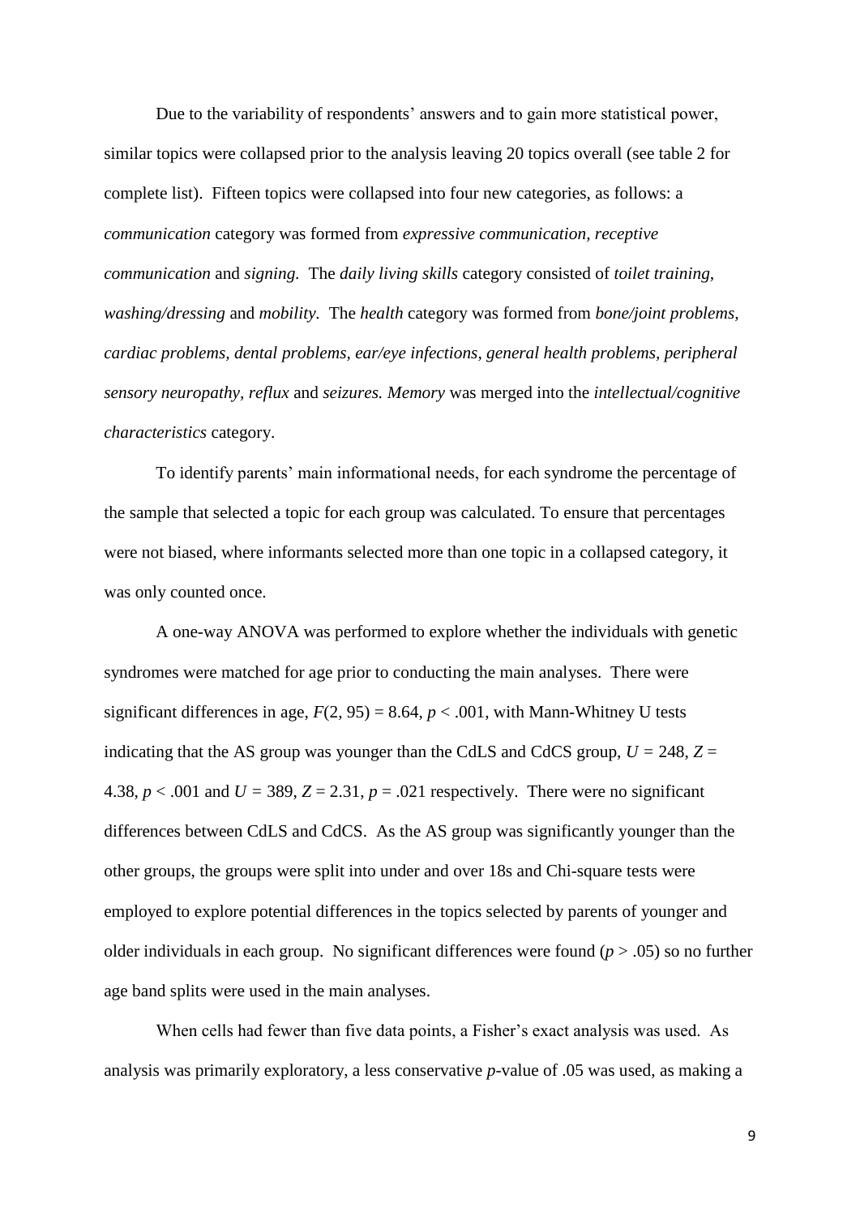Due to the variability of respondents' answers and to gain more statistical power, similar topics were collapsed prior to the analysis leaving 20 topics overall (see table 2 for complete list). Fifteen topics were collapsed into four new categories, as follows: a *communication* category was formed from *expressive communication, receptive communication* and *signing.* The *daily living skills* category consisted of *toilet training, washing/dressing* and *mobility*. The *health* category was formed from *bone/joint problems, cardiac problems, dental problems, ear/eye infections, general health problems, peripheral sensory neuropathy, reflux* and *seizures. Memory* was merged into the *intellectual/cognitive characteristics* category.

To identify parents' main informational needs, for each syndrome the percentage of the sample that selected a topic for each group was calculated. To ensure that percentages were not biased, where informants selected more than one topic in a collapsed category, it was only counted once.

A one-way ANOVA was performed to explore whether the individuals with genetic syndromes were matched for age prior to conducting the main analyses. There were significant differences in age, $F(2, 95) = 8.64$, $p < .001$, with Mann-Whitney U tests indicating that the AS group was younger than the CdLS and CdCS group, $U = 248$, $Z = 4.38$, $p < .001$ and $U = 389$, $Z = 2.31$, $p = .021$ respectively. There were no significant differences between CdLS and CdCS. As the AS group was significantly younger than the other groups, the groups were split into under and over 18s and Chi-square tests were employed to explore potential differences in the topics selected by parents of younger and older individuals in each group. No significant differences were found ($p > .05$) so no further age band splits were used in the main analyses.

When cells had fewer than five data points, a Fisher's exact analysis was used. As analysis was primarily exploratory, a less conservative *p*-value of .05 was used, as making a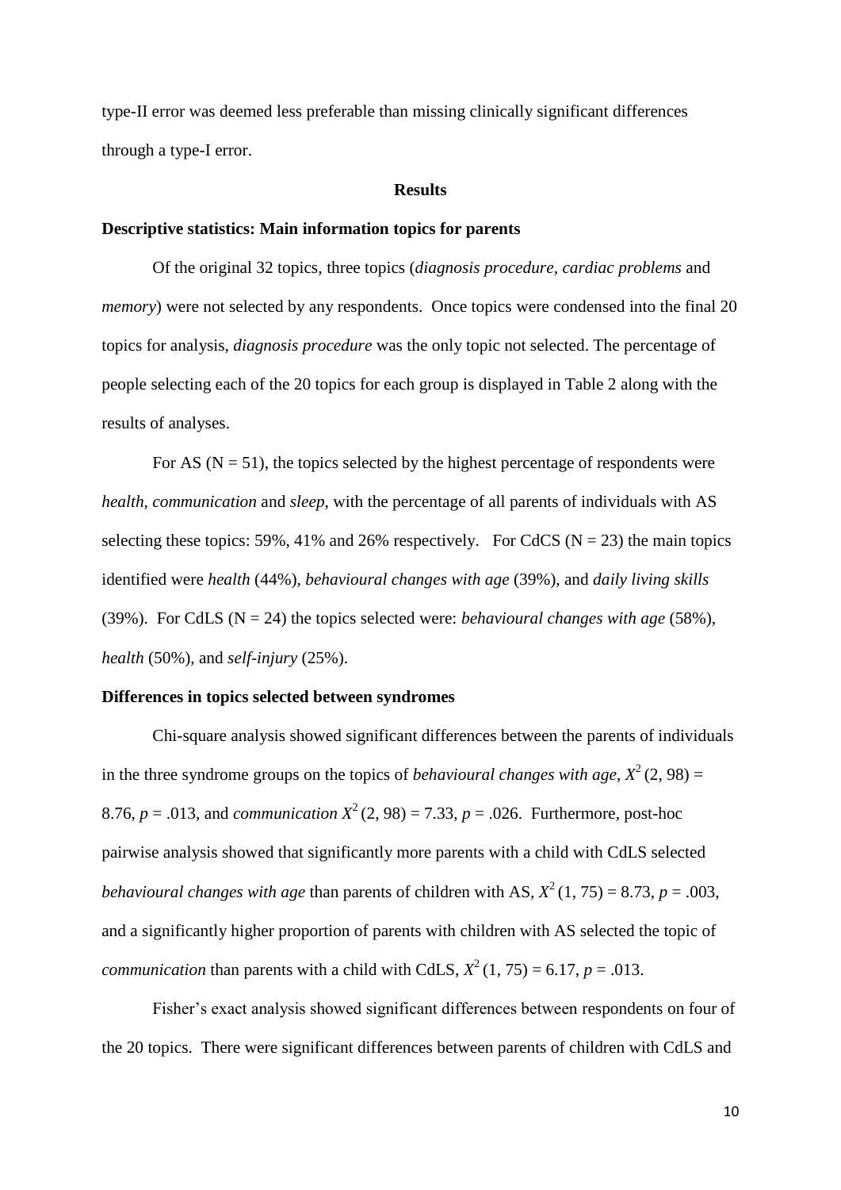type-II error was deemed less preferable than missing clinically significant differences through a type-I error.

## Results

### Descriptive statistics: Main information topics for parents

Of the original 32 topics, three topics (*diagnosis procedure, cardiac problems* and *memory*) were not selected by any respondents. Once topics were condensed into the final 20 topics for analysis, *diagnosis procedure* was the only topic not selected. The percentage of people selecting each of the 20 topics for each group is displayed in Table 2 along with the results of analyses.

For AS (N = 51), the topics selected by the highest percentage of respondents were *health, communication* and *sleep*, with the percentage of all parents of individuals with AS selecting these topics: 59%, 41% and 26% respectively. For CdCS (N = 23) the main topics identified were *health* (44%), *behavioural changes with age* (39%), and *daily living skills* (39%). For CdLS (N = 24) the topics selected were: *behavioural changes with age* (58%), *health* (50%), and *self-injury* (25%).

### Differences in topics selected between syndromes

Chi-square analysis showed significant differences between the parents of individuals in the three syndrome groups on the topics of *behavioural changes with age*, $X^2$ (2, 98) = 8.76, $p$ = .013, and *communication* $X^2$ (2, 98) = 7.33, $p$ = .026. Furthermore, post-hoc pairwise analysis showed that significantly more parents with a child with CdLS selected *behavioural changes with age* than parents of children with AS, $X^2$ (1, 75) = 8.73, $p$ = .003, and a significantly higher proportion of parents with children with AS selected the topic of *communication* than parents with a child with CdLS, $X^2$ (1, 75) = 6.17, $p$ = .013.

Fisher's exact analysis showed significant differences between respondents on four of the 20 topics. There were significant differences between parents of children with CdLS and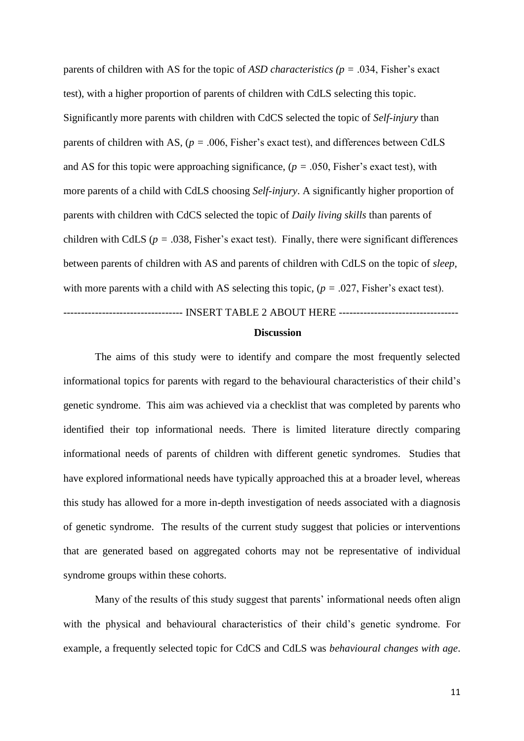parents of children with AS for the topic of *ASD characteristics ($p$ =* .034, Fisher's exact test), with a higher proportion of parents of children with CdLS selecting this topic. Significantly more parents with children with CdCS selected the topic of *Self-injury* than parents of children with AS, ($p$ = .006, Fisher's exact test), and differences between CdLS and AS for this topic were approaching significance, ($p$ = .050, Fisher's exact test), with more parents of a child with CdLS choosing *Self-injury*. A significantly higher proportion of parents with children with CdCS selected the topic of *Daily living skills* than parents of children with CdLS ($p$ = .038, Fisher's exact test). Finally, there were significant differences between parents of children with AS and parents of children with CdLS on the topic of *sleep*, with more parents with a child with AS selecting this topic, ($p$ = .027, Fisher's exact test).

---------------------------------- INSERT TABLE 2 ABOUT HERE ----------------------------------

## Discussion

The aims of this study were to identify and compare the most frequently selected informational topics for parents with regard to the behavioural characteristics of their child's genetic syndrome. This aim was achieved via a checklist that was completed by parents who identified their top informational needs. There is limited literature directly comparing informational needs of parents of children with different genetic syndromes. Studies that have explored informational needs have typically approached this at a broader level, whereas this study has allowed for a more in-depth investigation of needs associated with a diagnosis of genetic syndrome. The results of the current study suggest that policies or interventions that are generated based on aggregated cohorts may not be representative of individual syndrome groups within these cohorts.

Many of the results of this study suggest that parents' informational needs often align with the physical and behavioural characteristics of their child's genetic syndrome. For example, a frequently selected topic for CdCS and CdLS was *behavioural changes with age*.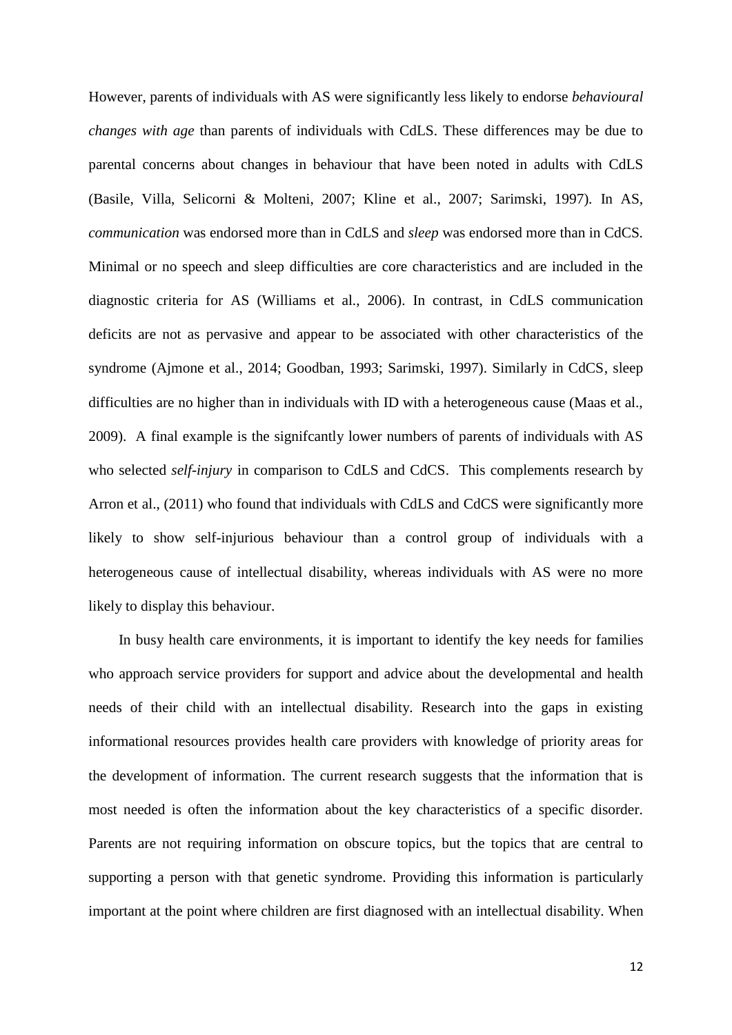However, parents of individuals with AS were significantly less likely to endorse *behavioural changes with age* than parents of individuals with CdLS. These differences may be due to parental concerns about changes in behaviour that have been noted in adults with CdLS (Basile, Villa, Selicorni & Molteni, 2007; Kline et al., 2007; Sarimski, 1997). In AS, *communication* was endorsed more than in CdLS and *sleep* was endorsed more than in CdCS. Minimal or no speech and sleep difficulties are core characteristics and are included in the diagnostic criteria for AS (Williams et al., 2006). In contrast, in CdLS communication deficits are not as pervasive and appear to be associated with other characteristics of the syndrome (Ajmone et al., 2014; Goodban, 1993; Sarimski, 1997). Similarly in CdCS, sleep difficulties are no higher than in individuals with ID with a heterogeneous cause (Maas et al., 2009). A final example is the signifcantly lower numbers of parents of individuals with AS who selected *self-injury* in comparison to CdLS and CdCS. This complements research by Arron et al., (2011) who found that individuals with CdLS and CdCS were significantly more likely to show self-injurious behaviour than a control group of individuals with a heterogeneous cause of intellectual disability, whereas individuals with AS were no more likely to display this behaviour.

In busy health care environments, it is important to identify the key needs for families who approach service providers for support and advice about the developmental and health needs of their child with an intellectual disability. Research into the gaps in existing informational resources provides health care providers with knowledge of priority areas for the development of information. The current research suggests that the information that is most needed is often the information about the key characteristics of a specific disorder. Parents are not requiring information on obscure topics, but the topics that are central to supporting a person with that genetic syndrome. Providing this information is particularly important at the point where children are first diagnosed with an intellectual disability. When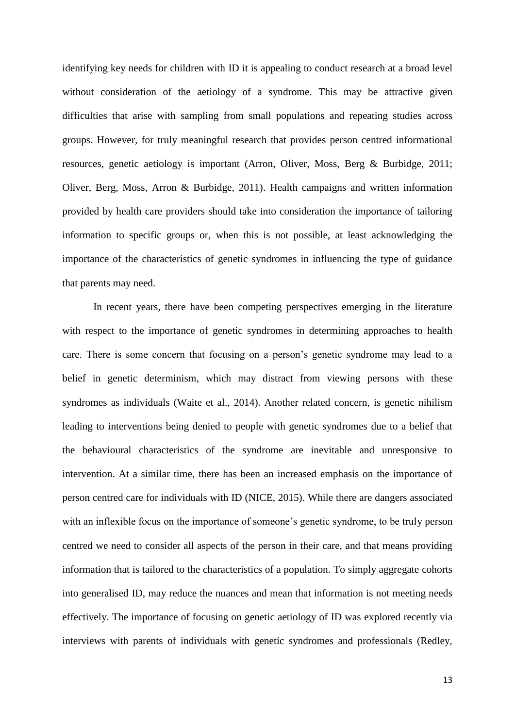identifying key needs for children with ID it is appealing to conduct research at a broad level without consideration of the aetiology of a syndrome. This may be attractive given difficulties that arise with sampling from small populations and repeating studies across groups. However, for truly meaningful research that provides person centred informational resources, genetic aetiology is important (Arron, Oliver, Moss, Berg & Burbidge, 2011; Oliver, Berg, Moss, Arron & Burbidge, 2011). Health campaigns and written information provided by health care providers should take into consideration the importance of tailoring information to specific groups or, when this is not possible, at least acknowledging the importance of the characteristics of genetic syndromes in influencing the type of guidance that parents may need.

In recent years, there have been competing perspectives emerging in the literature with respect to the importance of genetic syndromes in determining approaches to health care. There is some concern that focusing on a person's genetic syndrome may lead to a belief in genetic determinism, which may distract from viewing persons with these syndromes as individuals (Waite et al., 2014). Another related concern, is genetic nihilism leading to interventions being denied to people with genetic syndromes due to a belief that the behavioural characteristics of the syndrome are inevitable and unresponsive to intervention. At a similar time, there has been an increased emphasis on the importance of person centred care for individuals with ID (NICE, 2015). While there are dangers associated with an inflexible focus on the importance of someone's genetic syndrome, to be truly person centred we need to consider all aspects of the person in their care, and that means providing information that is tailored to the characteristics of a population. To simply aggregate cohorts into generalised ID, may reduce the nuances and mean that information is not meeting needs effectively. The importance of focusing on genetic aetiology of ID was explored recently via interviews with parents of individuals with genetic syndromes and professionals (Redley,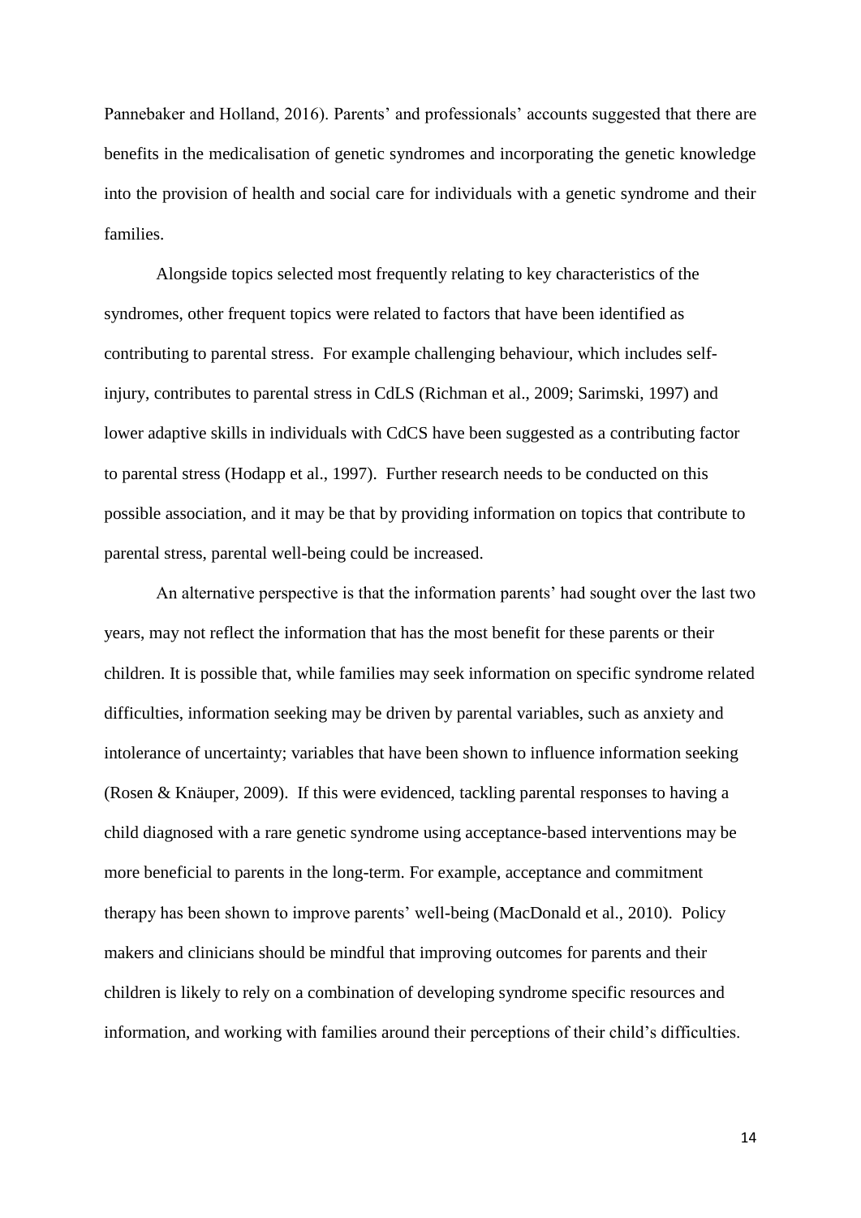Pannebaker and Holland, 2016). Parents' and professionals' accounts suggested that there are benefits in the medicalisation of genetic syndromes and incorporating the genetic knowledge into the provision of health and social care for individuals with a genetic syndrome and their families.

Alongside topics selected most frequently relating to key characteristics of the syndromes, other frequent topics were related to factors that have been identified as contributing to parental stress. For example challenging behaviour, which includes self-injury, contributes to parental stress in CdLS (Richman et al., 2009; Sarimski, 1997) and lower adaptive skills in individuals with CdCS have been suggested as a contributing factor to parental stress (Hodapp et al., 1997). Further research needs to be conducted on this possible association, and it may be that by providing information on topics that contribute to parental stress, parental well-being could be increased.

An alternative perspective is that the information parents' had sought over the last two years, may not reflect the information that has the most benefit for these parents or their children. It is possible that, while families may seek information on specific syndrome related difficulties, information seeking may be driven by parental variables, such as anxiety and intolerance of uncertainty; variables that have been shown to influence information seeking (Rosen & Knäuper, 2009). If this were evidenced, tackling parental responses to having a child diagnosed with a rare genetic syndrome using acceptance-based interventions may be more beneficial to parents in the long-term. For example, acceptance and commitment therapy has been shown to improve parents' well-being (MacDonald et al., 2010). Policy makers and clinicians should be mindful that improving outcomes for parents and their children is likely to rely on a combination of developing syndrome specific resources and information, and working with families around their perceptions of their child's difficulties.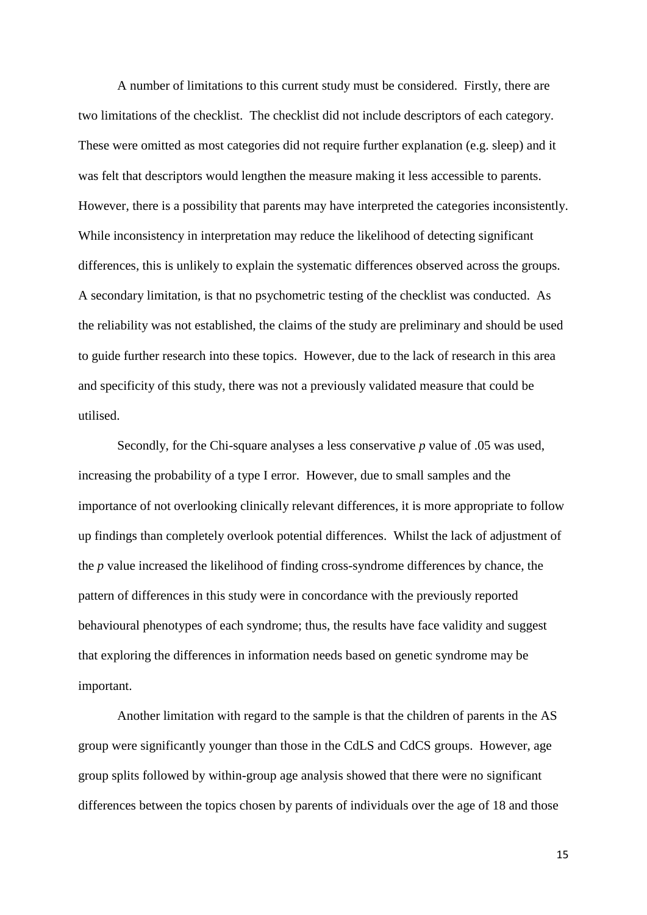A number of limitations to this current study must be considered. Firstly, there are two limitations of the checklist. The checklist did not include descriptors of each category. These were omitted as most categories did not require further explanation (e.g. sleep) and it was felt that descriptors would lengthen the measure making it less accessible to parents. However, there is a possibility that parents may have interpreted the categories inconsistently. While inconsistency in interpretation may reduce the likelihood of detecting significant differences, this is unlikely to explain the systematic differences observed across the groups. A secondary limitation, is that no psychometric testing of the checklist was conducted. As the reliability was not established, the claims of the study are preliminary and should be used to guide further research into these topics. However, due to the lack of research in this area and specificity of this study, there was not a previously validated measure that could be utilised.

Secondly, for the Chi-square analyses a less conservative *p* value of .05 was used, increasing the probability of a type I error. However, due to small samples and the importance of not overlooking clinically relevant differences, it is more appropriate to follow up findings than completely overlook potential differences. Whilst the lack of adjustment of the *p* value increased the likelihood of finding cross-syndrome differences by chance, the pattern of differences in this study were in concordance with the previously reported behavioural phenotypes of each syndrome; thus, the results have face validity and suggest that exploring the differences in information needs based on genetic syndrome may be important.

Another limitation with regard to the sample is that the children of parents in the AS group were significantly younger than those in the CdLS and CdCS groups. However, age group splits followed by within-group age analysis showed that there were no significant differences between the topics chosen by parents of individuals over the age of 18 and those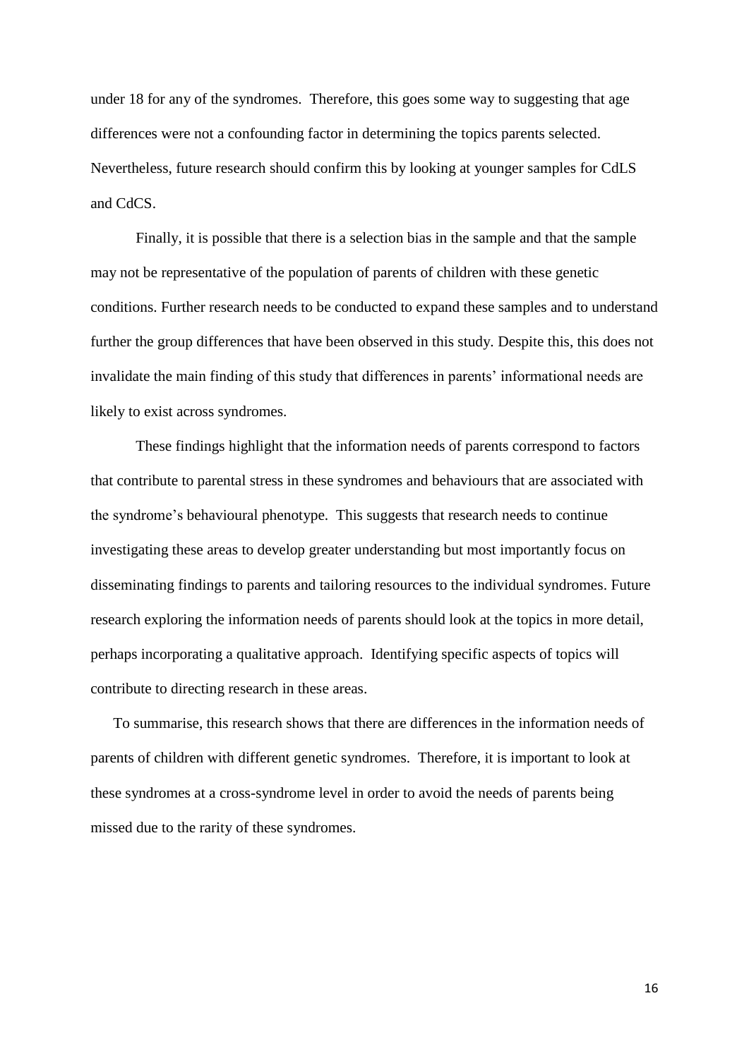under 18 for any of the syndromes. Therefore, this goes some way to suggesting that age differences were not a confounding factor in determining the topics parents selected. Nevertheless, future research should confirm this by looking at younger samples for CdLS and CdCS.

Finally, it is possible that there is a selection bias in the sample and that the sample may not be representative of the population of parents of children with these genetic conditions. Further research needs to be conducted to expand these samples and to understand further the group differences that have been observed in this study. Despite this, this does not invalidate the main finding of this study that differences in parents' informational needs are likely to exist across syndromes.

These findings highlight that the information needs of parents correspond to factors that contribute to parental stress in these syndromes and behaviours that are associated with the syndrome's behavioural phenotype. This suggests that research needs to continue investigating these areas to develop greater understanding but most importantly focus on disseminating findings to parents and tailoring resources to the individual syndromes. Future research exploring the information needs of parents should look at the topics in more detail, perhaps incorporating a qualitative approach. Identifying specific aspects of topics will contribute to directing research in these areas.

To summarise, this research shows that there are differences in the information needs of parents of children with different genetic syndromes. Therefore, it is important to look at these syndromes at a cross-syndrome level in order to avoid the needs of parents being missed due to the rarity of these syndromes.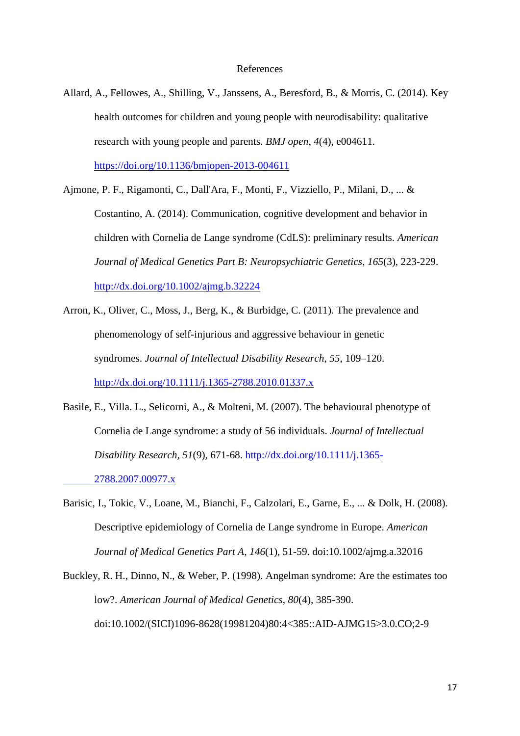References

Allard, A., Fellowes, A., Shilling, V., Janssens, A., Beresford, B., & Morris, C. (2014). Key health outcomes for children and young people with neurodisability: qualitative research with young people and parents. *BMJ open*, *4*(4), e004611. https://doi.org/10.1136/bmjopen-2013-004611

Ajmone, P. F., Rigamonti, C., Dall'Ara, F., Monti, F., Vizziello, P., Milani, D., ... & Costantino, A. (2014). Communication, cognitive development and behavior in children with Cornelia de Lange syndrome (CdLS): preliminary results. *American Journal of Medical Genetics Part B: Neuropsychiatric Genetics*, *165*(3), 223-229. http://dx.doi.org/10.1002/ajmg.b.32224

Arron, K., Oliver, C., Moss, J., Berg, K., & Burbidge, C. (2011). The prevalence and phenomenology of self-injurious and aggressive behaviour in genetic syndromes. *Journal of Intellectual Disability Research*, *55*, 109–120. http://dx.doi.org/10.1111/j.1365-2788.2010.01337.x

Basile, E., Villa. L., Selicorni, A., & Molteni, M. (2007). The behavioural phenotype of Cornelia de Lange syndrome: a study of 56 individuals. *Journal of Intellectual Disability Research*, *51*(9), 671-68. http://dx.doi.org/10.1111/j.1365-2788.2007.00977.x

Barisic, I., Tokic, V., Loane, M., Bianchi, F., Calzolari, E., Garne, E., ... & Dolk, H. (2008). Descriptive epidemiology of Cornelia de Lange syndrome in Europe. *American Journal of Medical Genetics Part A*, *146*(1), 51-59. doi:10.1002/ajmg.a.32016

Buckley, R. H., Dinno, N., & Weber, P. (1998). Angelman syndrome: Are the estimates too low?. *American Journal of Medical Genetics*, *80*(4), 385-390. doi:10.1002/(SICI)1096-8628(19981204)80:4<385::AID-AJMG15>3.0.CO;2-9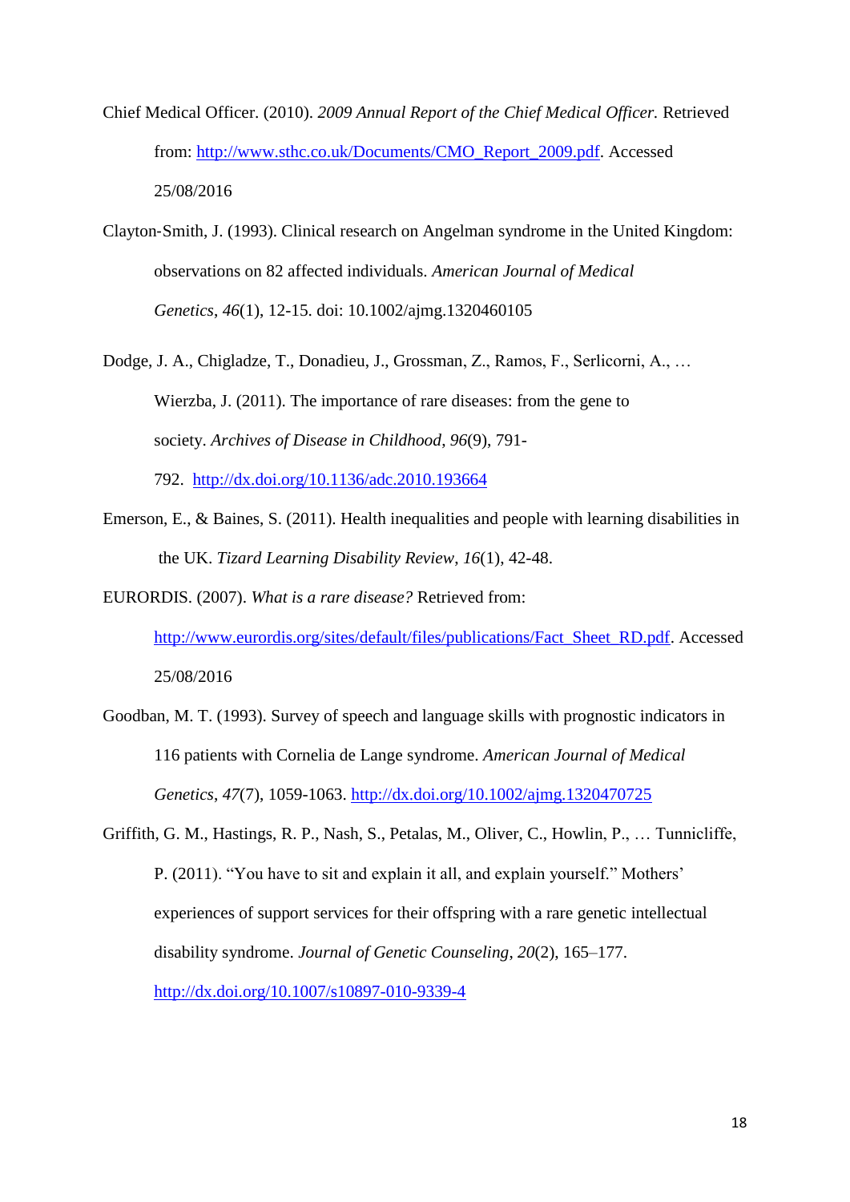Chief Medical Officer. (2010). *2009 Annual Report of the Chief Medical Officer.* Retrieved from: http://www.sthc.co.uk/Documents/CMO_Report_2009.pdf. Accessed 25/08/2016

Clayton-Smith, J. (1993). Clinical research on Angelman syndrome in the United Kingdom: observations on 82 affected individuals. *American Journal of Medical Genetics*, *46*(1), 12-15. doi: 10.1002/ajmg.1320460105

Dodge, J. A., Chigladze, T., Donadieu, J., Grossman, Z., Ramos, F., Serlicorni, A., … Wierzba, J. (2011). The importance of rare diseases: from the gene to society. *Archives of Disease in Childhood*, *96*(9), 791-792. http://dx.doi.org/10.1136/adc.2010.193664

Emerson, E., & Baines, S. (2011). Health inequalities and people with learning disabilities in the UK. *Tizard Learning Disability Review*, *16*(1), 42-48.

EURORDIS. (2007). *What is a rare disease?* Retrieved from: http://www.eurordis.org/sites/default/files/publications/Fact_Sheet_RD.pdf. Accessed 25/08/2016

Goodban, M. T. (1993). Survey of speech and language skills with prognostic indicators in 116 patients with Cornelia de Lange syndrome. *American Journal of Medical Genetics*, *47*(7), 1059-1063. http://dx.doi.org/10.1002/ajmg.1320470725

Griffith, G. M., Hastings, R. P., Nash, S., Petalas, M., Oliver, C., Howlin, P., … Tunnicliffe, P. (2011). "You have to sit and explain it all, and explain yourself." Mothers' experiences of support services for their offspring with a rare genetic intellectual disability syndrome. *Journal of Genetic Counseling*, *20*(2), 165–177. http://dx.doi.org/10.1007/s10897-010-9339-4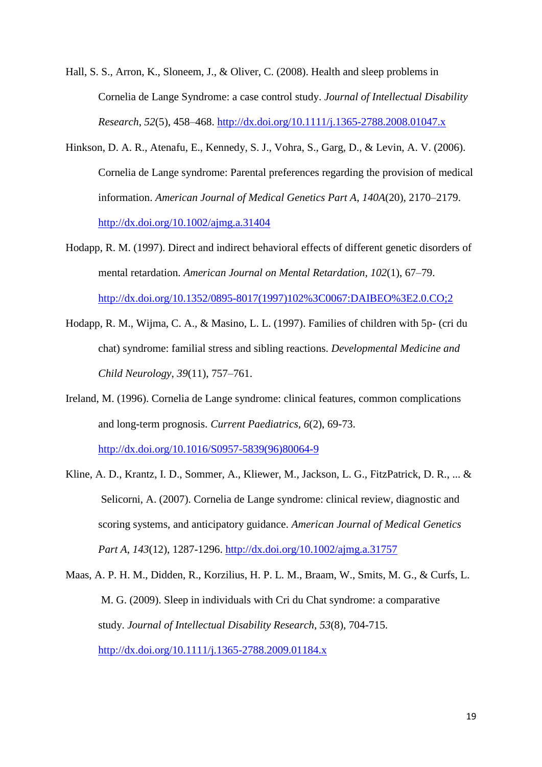Hall, S. S., Arron, K., Sloneem, J., & Oliver, C. (2008). Health and sleep problems in Cornelia de Lange Syndrome: a case control study. *Journal of Intellectual Disability Research*, *52*(5), 458–468. http://dx.doi.org/10.1111/j.1365-2788.2008.01047.x

Hinkson, D. A. R., Atenafu, E., Kennedy, S. J., Vohra, S., Garg, D., & Levin, A. V. (2006). Cornelia de Lange syndrome: Parental preferences regarding the provision of medical information. *American Journal of Medical Genetics Part A*, *140A*(20), 2170–2179. http://dx.doi.org/10.1002/ajmg.a.31404

Hodapp, R. M. (1997). Direct and indirect behavioral effects of different genetic disorders of mental retardation. *American Journal on Mental Retardation*, *102*(1), 67–79. http://dx.doi.org/10.1352/0895-8017(1997)102%3C0067:DAIBEO%3E2.0.CO;2

Hodapp, R. M., Wijma, C. A., & Masino, L. L. (1997). Families of children with 5p- (cri du chat) syndrome: familial stress and sibling reactions. *Developmental Medicine and Child Neurology*, *39*(11), 757–761.

Ireland, M. (1996). Cornelia de Lange syndrome: clinical features, common complications and long-term prognosis. *Current Paediatrics*, *6*(2), 69-73. http://dx.doi.org/10.1016/S0957-5839(96)80064-9

Kline, A. D., Krantz, I. D., Sommer, A., Kliewer, M., Jackson, L. G., FitzPatrick, D. R., ... & Selicorni, A. (2007). Cornelia de Lange syndrome: clinical review, diagnostic and scoring systems, and anticipatory guidance. *American Journal of Medical Genetics Part A*, *143*(12), 1287-1296. http://dx.doi.org/10.1002/ajmg.a.31757

Maas, A. P. H. M., Didden, R., Korzilius, H. P. L. M., Braam, W., Smits, M. G., & Curfs, L. M. G. (2009). Sleep in individuals with Cri du Chat syndrome: a comparative study. *Journal of Intellectual Disability Research*, *53*(8), 704-715. http://dx.doi.org/10.1111/j.1365-2788.2009.01184.x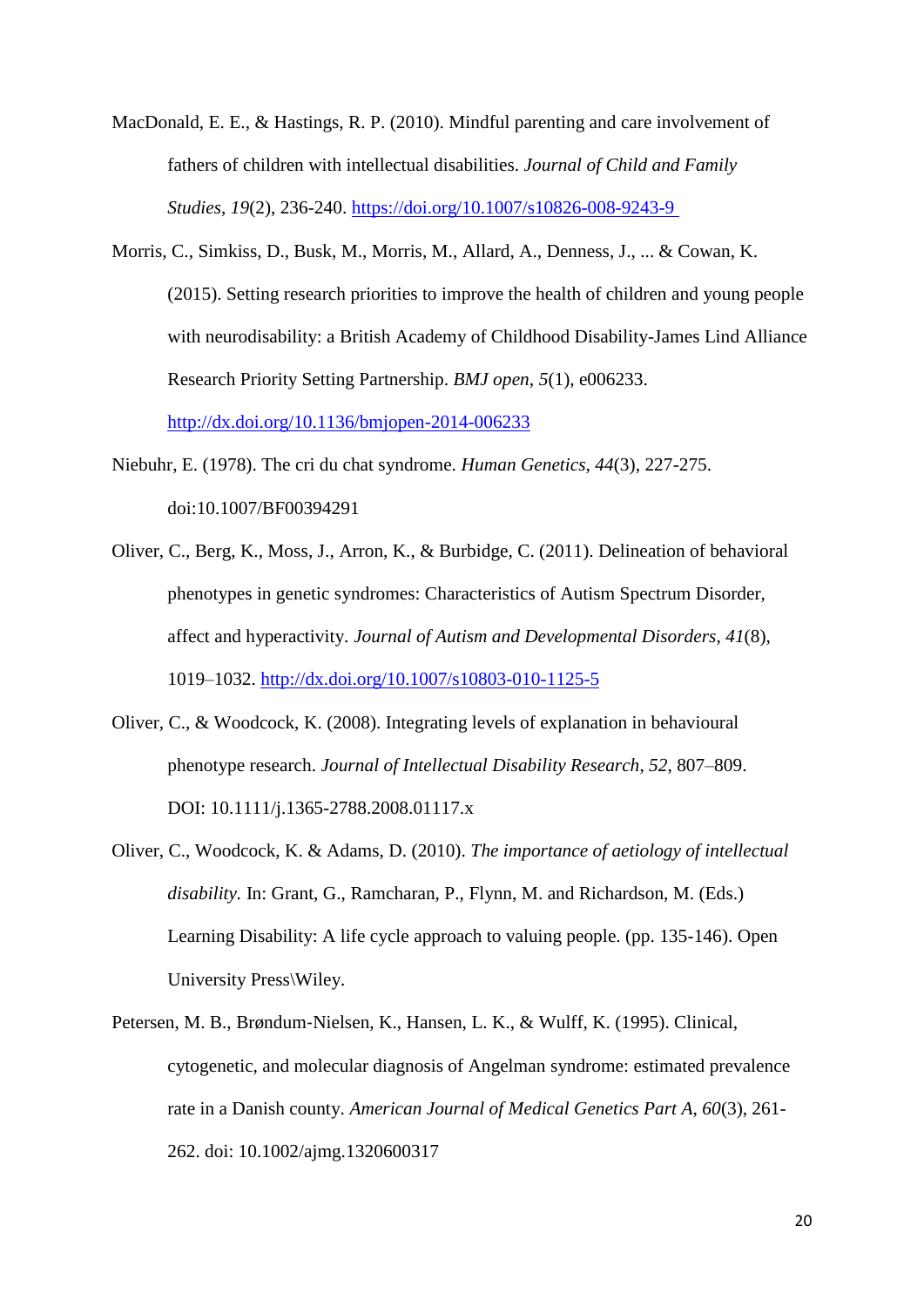MacDonald, E. E., & Hastings, R. P. (2010). Mindful parenting and care involvement of fathers of children with intellectual disabilities. *Journal of Child and Family Studies*, *19*(2), 236-240. https://doi.org/10.1007/s10826-008-9243-9

Morris, C., Simkiss, D., Busk, M., Morris, M., Allard, A., Denness, J., ... & Cowan, K. (2015). Setting research priorities to improve the health of children and young people with neurodisability: a British Academy of Childhood Disability-James Lind Alliance Research Priority Setting Partnership. *BMJ open*, *5*(1), e006233. http://dx.doi.org/10.1136/bmjopen-2014-006233

Niebuhr, E. (1978). The cri du chat syndrome. *Human Genetics*, *44*(3), 227-275. doi:10.1007/BF00394291

Oliver, C., Berg, K., Moss, J., Arron, K., & Burbidge, C. (2011). Delineation of behavioral phenotypes in genetic syndromes: Characteristics of Autism Spectrum Disorder, affect and hyperactivity. *Journal of Autism and Developmental Disorders*, *41*(8), 1019–1032. http://dx.doi.org/10.1007/s10803-010-1125-5

Oliver, C., & Woodcock, K. (2008). Integrating levels of explanation in behavioural phenotype research. *Journal of Intellectual Disability Research*, *52*, 807–809. DOI: 10.1111/j.1365-2788.2008.01117.x

Oliver, C., Woodcock, K. & Adams, D. (2010). *The importance of aetiology of intellectual disability.* In: Grant, G., Ramcharan, P., Flynn, M. and Richardson, M. (Eds.) Learning Disability: A life cycle approach to valuing people. (pp. 135-146). Open University Press\Wiley.

Petersen, M. B., Brøndum-Nielsen, K., Hansen, L. K., & Wulff, K. (1995). Clinical, cytogenetic, and molecular diagnosis of Angelman syndrome: estimated prevalence rate in a Danish county. *American Journal of Medical Genetics Part A*, *60*(3), 261-262. doi: 10.1002/ajmg.1320600317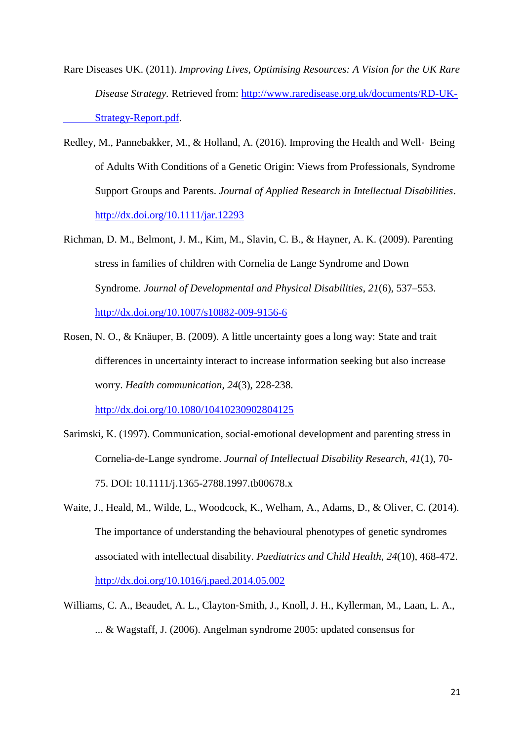Rare Diseases UK. (2011). *Improving Lives, Optimising Resources: A Vision for the UK Rare Disease Strategy.* Retrieved from: http://www.raredisease.org.uk/documents/RD-UK-Strategy-Report.pdf.

Redley, M., Pannebakker, M., & Holland, A. (2016). Improving the Health and Well- Being of Adults With Conditions of a Genetic Origin: Views from Professionals, Syndrome Support Groups and Parents. *Journal of Applied Research in Intellectual Disabilities*. http://dx.doi.org/10.1111/jar.12293

Richman, D. M., Belmont, J. M., Kim, M., Slavin, C. B., & Hayner, A. K. (2009). Parenting stress in families of children with Cornelia de Lange Syndrome and Down Syndrome. *Journal of Developmental and Physical Disabilities*, *21*(6), 537–553. http://dx.doi.org/10.1007/s10882-009-9156-6

Rosen, N. O., & Knäuper, B. (2009). A little uncertainty goes a long way: State and trait differences in uncertainty interact to increase information seeking but also increase worry. *Health communication*, *24*(3), 228-238. http://dx.doi.org/10.1080/10410230902804125

Sarimski, K. (1997). Communication, social-emotional development and parenting stress in Cornelia-de-Lange syndrome. *Journal of Intellectual Disability Research*, *41*(1), 70-75. DOI: 10.1111/j.1365-2788.1997.tb00678.x

Waite, J., Heald, M., Wilde, L., Woodcock, K., Welham, A., Adams, D., & Oliver, C. (2014). The importance of understanding the behavioural phenotypes of genetic syndromes associated with intellectual disability. *Paediatrics and Child Health*, *24*(10), 468-472. http://dx.doi.org/10.1016/j.paed.2014.05.002

Williams, C. A., Beaudet, A. L., Clayton-Smith, J., Knoll, J. H., Kyllerman, M., Laan, L. A., ... & Wagstaff, J. (2006). Angelman syndrome 2005: updated consensus for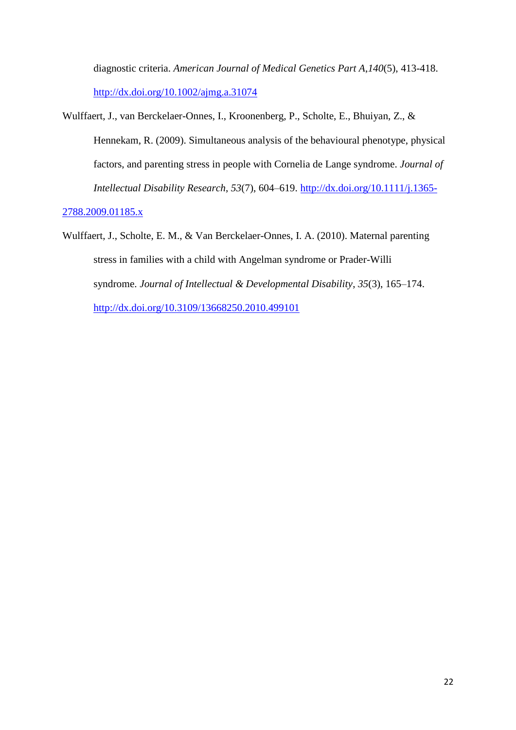diagnostic criteria. *American Journal of Medical Genetics Part A*,*140*(5), 413-418. http://dx.doi.org/10.1002/ajmg.a.31074

Wulffaert, J., van Berckelaer-Onnes, I., Kroonenberg, P., Scholte, E., Bhuiyan, Z., & Hennekam, R. (2009). Simultaneous analysis of the behavioural phenotype, physical factors, and parenting stress in people with Cornelia de Lange syndrome. *Journal of Intellectual Disability Research*, *53*(7), 604–619. http://dx.doi.org/10.1111/j.1365-2788.2009.01185.x

Wulffaert, J., Scholte, E. M., & Van Berckelaer-Onnes, I. A. (2010). Maternal parenting stress in families with a child with Angelman syndrome or Prader-Willi syndrome. *Journal of Intellectual & Developmental Disability*, *35*(3), 165–174. http://dx.doi.org/10.3109/13668250.2010.499101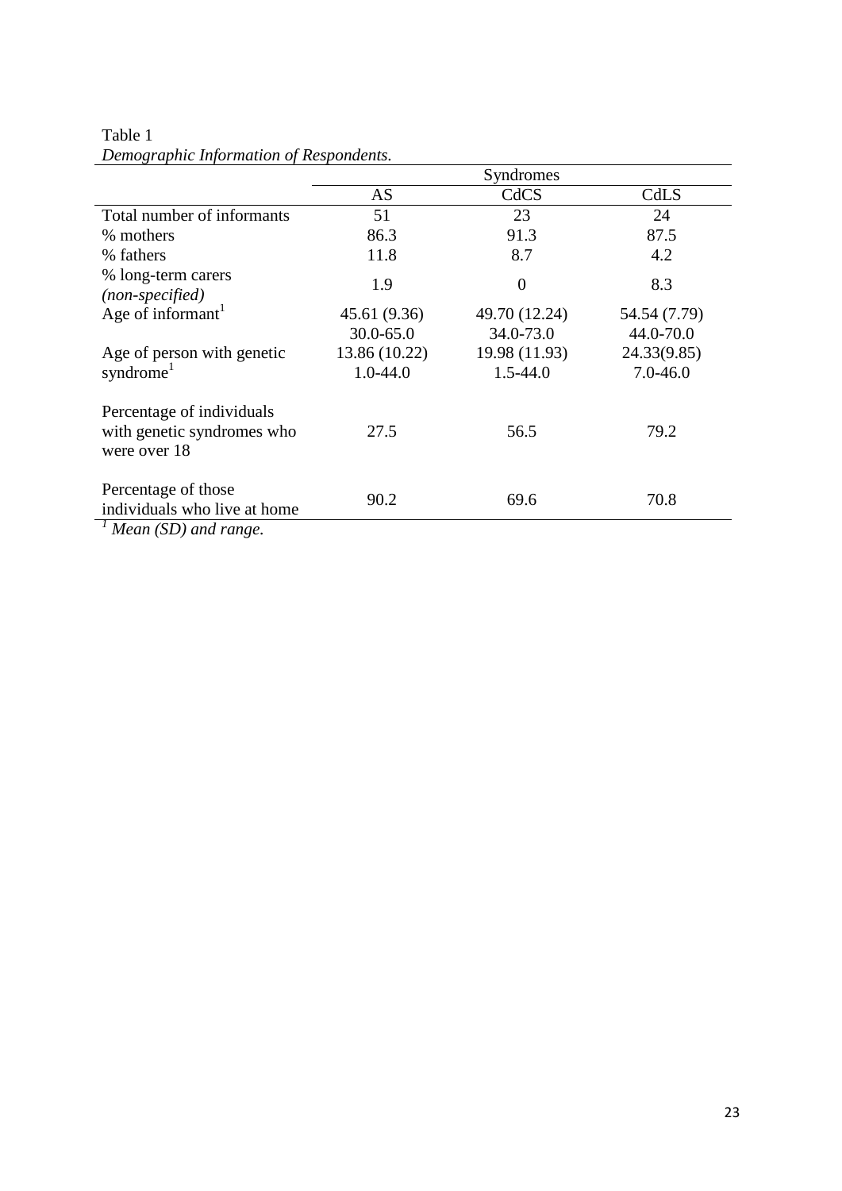Table 1

*Demographic Information of Respondents.*

| | Syndromes | | |
|---|---|---|---|
| | AS | CdCS | CdLS |
| Total number of informants | 51 | 23 | 24 |
| % mothers | 86.3 | 91.3 | 87.5 |
| % fathers | 11.8 | 8.7 | 4.2 |
| % long-term carers *(non-specified)* | 1.9 | 0 | 8.3 |
| Age of informant[1] | 45.61 (9.36) 30.0-65.0 | 49.70 (12.24) 34.0-73.0 | 54.54 (7.79) 44.0-70.0 |
| Age of person with genetic syndrome[1] | 13.86 (10.22) 1.0-44.0 | 19.98 (11.93) 1.5-44.0 | 24.33(9.85) 7.0-46.0 |
| Percentage of individuals with genetic syndromes who were over 18 | 27.5 | 56.5 | 79.2 |
| Percentage of those individuals who live at home | 90.2 | 69.6 | 70.8 |

[1] *Mean (SD) and range.*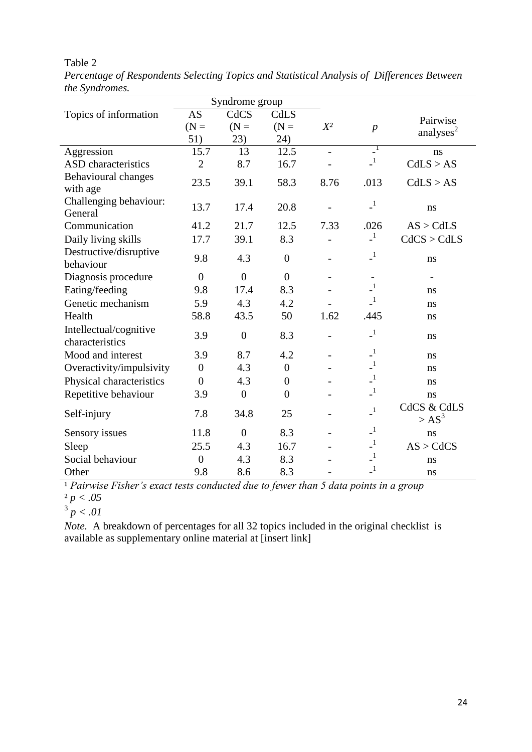Table 2

*Percentage of Respondents Selecting Topics and Statistical Analysis of Differences Between the Syndromes.*

| Topics of information | Syndrome group AS (N = 51) | CdCS (N = 23) | CdLS (N = 24) | $X^2$ | $p$ | Pairwise analyses[2] |
|---|---|---|---|---|---|---|
| Aggression | 15.7 | 13 | 12.5 | - | -[1] | ns |
| ASD characteristics | 2 | 8.7 | 16.7 | - | -[1] | CdLS > AS |
| Behavioural changes with age | 23.5 | 39.1 | 58.3 | 8.76 | .013 | CdLS > AS |
| Challenging behaviour: General | 13.7 | 17.4 | 20.8 | - | -[1] | ns |
| Communication | 41.2 | 21.7 | 12.5 | 7.33 | .026 | AS > CdLS |
| Daily living skills | 17.7 | 39.1 | 8.3 | - | -[1] | CdCS > CdLS |
| Destructive/disruptive behaviour | 9.8 | 4.3 | 0 | - | -[1] | ns |
| Diagnosis procedure | 0 | 0 | 0 | - | - | - |
| Eating/feeding | 9.8 | 17.4 | 8.3 | - | -[1] | ns |
| Genetic mechanism | 5.9 | 4.3 | 4.2 | - | -[1] | ns |
| Health | 58.8 | 43.5 | 50 | 1.62 | .445 | ns |
| Intellectual/cognitive characteristics | 3.9 | 0 | 8.3 | - | -[1] | ns |
| Mood and interest | 3.9 | 8.7 | 4.2 | - | -[1] | ns |
| Overactivity/impulsivity | 0 | 4.3 | 0 | - | -[1] | ns |
| Physical characteristics | 0 | 4.3 | 0 | - | -[1] | ns |
| Repetitive behaviour | 3.9 | 0 | 0 | - | -[1] | ns |
| Self-injury | 7.8 | 34.8 | 25 | - | -[1] | CdCS & CdLS > AS[3] |
| Sensory issues | 11.8 | 0 | 8.3 | - | -[1] | ns |
| Sleep | 25.5 | 4.3 | 16.7 | - | -[1] | AS > CdCS |
| Social behaviour | 0 | 4.3 | 8.3 | - | -[1] | ns |
| Other | 9.8 | 8.6 | 8.3 | - | -[1] | ns |

[1] *Pairwise Fisher's exact tests conducted due to fewer than 5 data points in a group*

[2] $p < .05$

[3] $p < .01$

*Note.* A breakdown of percentages for all 32 topics included in the original checklist is available as supplementary online material at [insert link]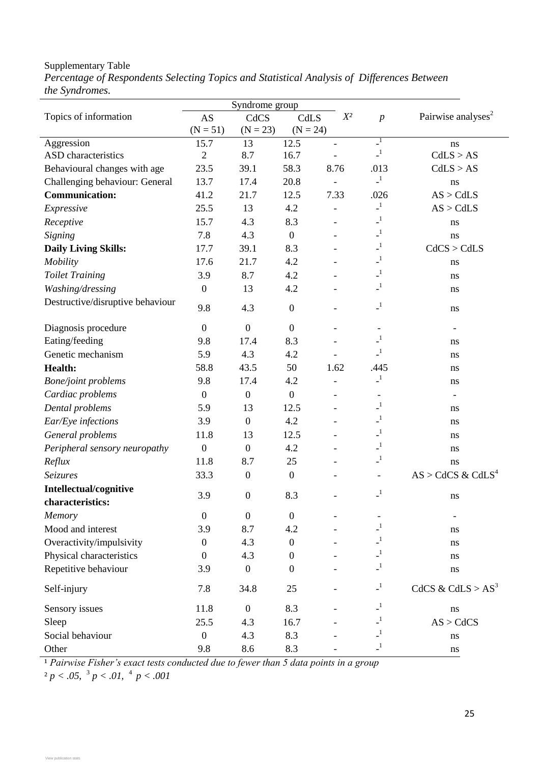Supplementary Table

*Percentage of Respondents Selecting Topics and Statistical Analysis of Differences Between the Syndromes.*

| Topics of information | Syndrome group | | | $X^2$ | $p$ | Pairwise analyses[2] |
|---|---|---|---|---|---|---|
| | AS (N = 51) | CdCS (N = 23) | CdLS (N = 24) | | | |
| Aggression | 15.7 | 13 | 12.5 | - | -[1] | ns |
| ASD characteristics | 2 | 8.7 | 16.7 | - | -[1] | CdLS > AS |
| Behavioural changes with age | 23.5 | 39.1 | 58.3 | 8.76 | .013 | CdLS > AS |
| Challenging behaviour: General | 13.7 | 17.4 | 20.8 | - | -[1] | ns |
| **Communication:** | 41.2 | 21.7 | 12.5 | 7.33 | .026 | AS > CdLS |
| *Expressive* | 25.5 | 13 | 4.2 | - | -[1] | AS > CdLS |
| *Receptive* | 15.7 | 4.3 | 8.3 | - | -[1] | ns |
| *Signing* | 7.8 | 4.3 | 0 | - | -[1] | ns |
| **Daily Living Skills:** | 17.7 | 39.1 | 8.3 | - | -[1] | CdCS > CdLS |
| *Mobility* | 17.6 | 21.7 | 4.2 | - | -[1] | ns |
| *Toilet Training* | 3.9 | 8.7 | 4.2 | - | -[1] | ns |
| *Washing/dressing* | 0 | 13 | 4.2 | - | -[1] | ns |
| Destructive/disruptive behaviour | 9.8 | 4.3 | 0 | - | -[1] | ns |
| Diagnosis procedure | 0 | 0 | 0 | - | - | - |
| Eating/feeding | 9.8 | 17.4 | 8.3 | - | -[1] | ns |
| Genetic mechanism | 5.9 | 4.3 | 4.2 | - | -[1] | ns |
| **Health:** | 58.8 | 43.5 | 50 | 1.62 | .445 | ns |
| *Bone/joint problems* | 9.8 | 17.4 | 4.2 | - | -[1] | ns |
| *Cardiac problems* | 0 | 0 | 0 | - | - | - |
| *Dental problems* | 5.9 | 13 | 12.5 | - | -[1] | ns |
| *Ear/Eye infections* | 3.9 | 0 | 4.2 | - | -[1] | ns |
| *General problems* | 11.8 | 13 | 12.5 | - | -[1] | ns |
| *Peripheral sensory neuropathy* | 0 | 0 | 4.2 | - | -[1] | ns |
| *Reflux* | 11.8 | 8.7 | 25 | - | -[1] | ns |
| *Seizures* | 33.3 | 0 | 0 | - | - | AS > CdCS & CdLS[4] |
| **Intellectual/cognitive characteristics:** | 3.9 | 0 | 8.3 | - | -[1] | ns |
| *Memory* | 0 | 0 | 0 | - | - | - |
| Mood and interest | 3.9 | 8.7 | 4.2 | - | -[1] | ns |
| Overactivity/impulsivity | 0 | 4.3 | 0 | - | -[1] | ns |
| Physical characteristics | 0 | 4.3 | 0 | - | -[1] | ns |
| Repetitive behaviour | 3.9 | 0 | 0 | - | -[1] | ns |
| Self-injury | 7.8 | 34.8 | 25 | - | -[1] | CdCS & CdLS > AS[3] |
| Sensory issues | 11.8 | 0 | 8.3 | - | -[1] | ns |
| Sleep | 25.5 | 4.3 | 16.7 | - | -[1] | AS > CdCS |
| Social behaviour | 0 | 4.3 | 8.3 | - | -[1] | ns |
| Other | 9.8 | 8.6 | 8.3 | - | -[1] | ns |

[1] *Pairwise Fisher's exact tests conducted due to fewer than 5 data points in a group*

[2] $p < .05$, [3] $p < .01$, [4] $p < .001$